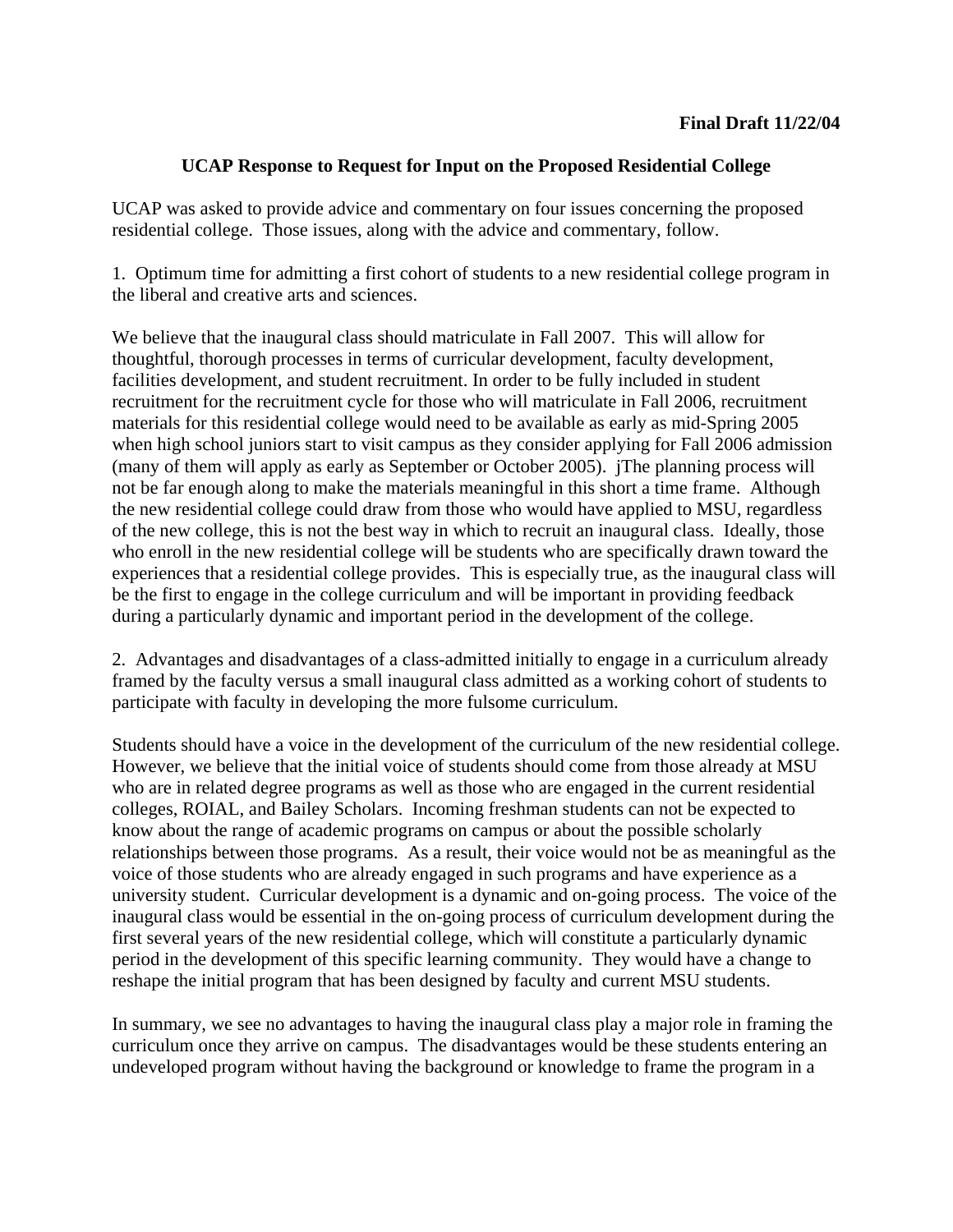**Final Draft 11/22/04**

**UCAP Response to Request for Input on the Proposed Residential College**

UCAP was asked to provide advice and commentary on four issues concerning the proposed residential college. Those issues, along with the advice and commentary, follow.

1. Optimum time for admitting a first cohort of students to a new residential college program in the liberal and creative arts and sciences.

We believe that the inaugural class should matriculate in Fall 2007. This will allow for thoughtful, thorough processes in terms of curricular development, faculty development, facilities development, and student recruitment. In order to be fully included in student recruitment for the recruitment cycle for those who will matriculate in Fall 2006, recruitment materials for this residential college would need to be available as early as mid-Spring 2005 when high school juniors start to visit campus as they consider applying for Fall 2006 admission (many of them will apply as early as September or October 2005). jThe planning process will not be far enough along to make the materials meaningful in this short a time frame. Although the new residential college could draw from those who would have applied to MSU, regardless of the new college, this is not the best way in which to recruit an inaugural class. Ideally, those who enroll in the new residential college will be students who are specifically drawn toward the experiences that a residential college provides. This is especially true, as the inaugural class will be the first to engage in the college curriculum and will be important in providing feedback during a particularly dynamic and important period in the development of the college.

2. Advantages and disadvantages of a class-admitted initially to engage in a curriculum already framed by the faculty versus a small inaugural class admitted as a working cohort of students to participate with faculty in developing the more fulsome curriculum.

Students should have a voice in the development of the curriculum of the new residential college. However, we believe that the initial voice of students should come from those already at MSU who are in related degree programs as well as those who are engaged in the current residential colleges, ROIAL, and Bailey Scholars. Incoming freshman students can not be expected to know about the range of academic programs on campus or about the possible scholarly relationships between those programs. As a result, their voice would not be as meaningful as the voice of those students who are already engaged in such programs and have experience as a university student. Curricular development is a dynamic and on-going process. The voice of the inaugural class would be essential in the on-going process of curriculum development during the first several years of the new residential college, which will constitute a particularly dynamic period in the development of this specific learning community. They would have a change to reshape the initial program that has been designed by faculty and current MSU students.

In summary, we see no advantages to having the inaugural class play a major role in framing the curriculum once they arrive on campus. The disadvantages would be these students entering an undeveloped program without having the background or knowledge to frame the program in a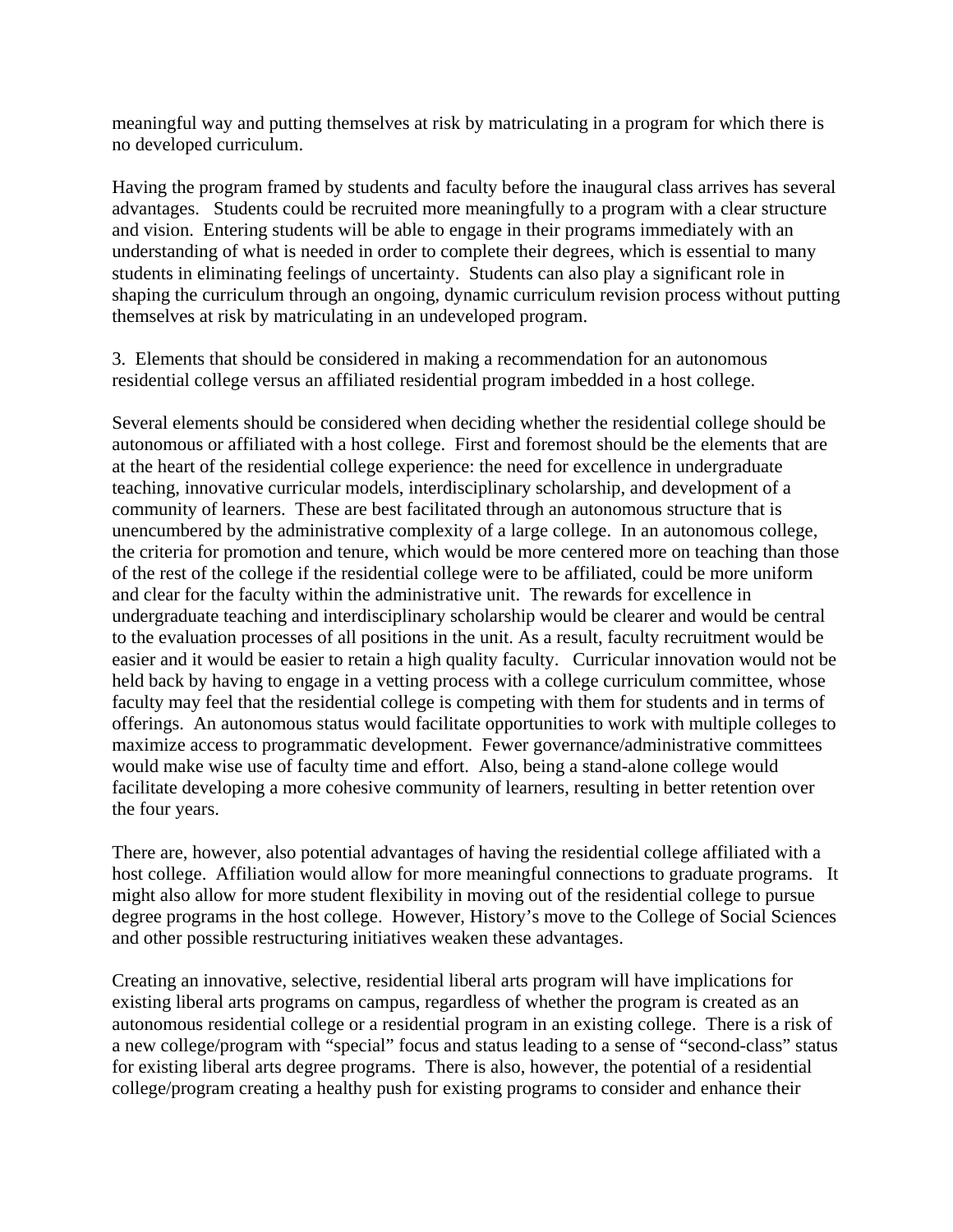meaningful way and putting themselves at risk by matriculating in a program for which there is no developed curriculum.

Having the program framed by students and faculty before the inaugural class arrives has several advantages. Students could be recruited more meaningfully to a program with a clear structure and vision. Entering students will be able to engage in their programs immediately with an understanding of what is needed in order to complete their degrees, which is essential to many students in eliminating feelings of uncertainty. Students can also play a significant role in shaping the curriculum through an ongoing, dynamic curriculum revision process without putting themselves at risk by matriculating in an undeveloped program.

3. Elements that should be considered in making a recommendation for an autonomous residential college versus an affiliated residential program imbedded in a host college.

Several elements should be considered when deciding whether the residential college should be autonomous or affiliated with a host college. First and foremost should be the elements that are at the heart of the residential college experience: the need for excellence in undergraduate teaching, innovative curricular models, interdisciplinary scholarship, and development of a community of learners. These are best facilitated through an autonomous structure that is unencumbered by the administrative complexity of a large college. In an autonomous college, the criteria for promotion and tenure, which would be more centered more on teaching than those of the rest of the college if the residential college were to be affiliated, could be more uniform and clear for the faculty within the administrative unit. The rewards for excellence in undergraduate teaching and interdisciplinary scholarship would be clearer and would be central to the evaluation processes of all positions in the unit. As a result, faculty recruitment would be easier and it would be easier to retain a high quality faculty. Curricular innovation would not be held back by having to engage in a vetting process with a college curriculum committee, whose faculty may feel that the residential college is competing with them for students and in terms of offerings. An autonomous status would facilitate opportunities to work with multiple colleges to maximize access to programmatic development. Fewer governance/administrative committees would make wise use of faculty time and effort. Also, being a stand-alone college would facilitate developing a more cohesive community of learners, resulting in better retention over the four years.

There are, however, also potential advantages of having the residential college affiliated with a host college. Affiliation would allow for more meaningful connections to graduate programs. It might also allow for more student flexibility in moving out of the residential college to pursue degree programs in the host college. However, History's move to the College of Social Sciences and other possible restructuring initiatives weaken these advantages.

Creating an innovative, selective, residential liberal arts program will have implications for existing liberal arts programs on campus, regardless of whether the program is created as an autonomous residential college or a residential program in an existing college. There is a risk of a new college/program with "special" focus and status leading to a sense of "second-class" status for existing liberal arts degree programs. There is also, however, the potential of a residential college/program creating a healthy push for existing programs to consider and enhance their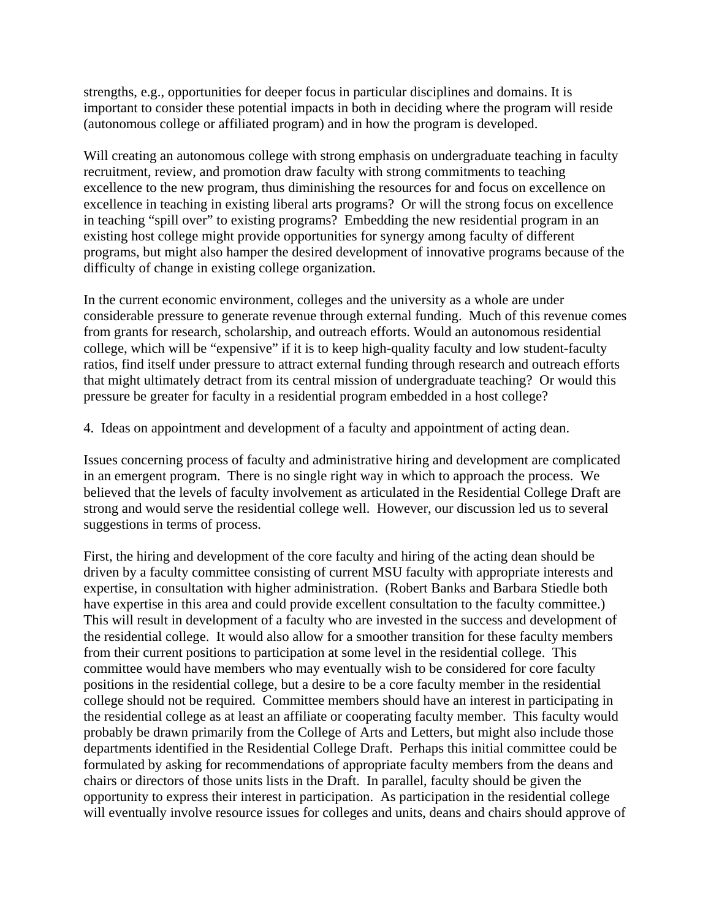strengths, e.g., opportunities for deeper focus in particular disciplines and domains. It is important to consider these potential impacts in both in deciding where the program will reside (autonomous college or affiliated program) and in how the program is developed.

Will creating an autonomous college with strong emphasis on undergraduate teaching in faculty recruitment, review, and promotion draw faculty with strong commitments to teaching excellence to the new program, thus diminishing the resources for and focus on excellence on excellence in teaching in existing liberal arts programs? Or will the strong focus on excellence in teaching "spill over" to existing programs? Embedding the new residential program in an existing host college might provide opportunities for synergy among faculty of different programs, but might also hamper the desired development of innovative programs because of the difficulty of change in existing college organization.

In the current economic environment, colleges and the university as a whole are under considerable pressure to generate revenue through external funding. Much of this revenue comes from grants for research, scholarship, and outreach efforts. Would an autonomous residential college, which will be "expensive" if it is to keep high-quality faculty and low student-faculty ratios, find itself under pressure to attract external funding through research and outreach efforts that might ultimately detract from its central mission of undergraduate teaching? Or would this pressure be greater for faculty in a residential program embedded in a host college?

4. Ideas on appointment and development of a faculty and appointment of acting dean.

Issues concerning process of faculty and administrative hiring and development are complicated in an emergent program. There is no single right way in which to approach the process. We believed that the levels of faculty involvement as articulated in the Residential College Draft are strong and would serve the residential college well. However, our discussion led us to several suggestions in terms of process.

First, the hiring and development of the core faculty and hiring of the acting dean should be driven by a faculty committee consisting of current MSU faculty with appropriate interests and expertise, in consultation with higher administration. (Robert Banks and Barbara Stiedle both have expertise in this area and could provide excellent consultation to the faculty committee.) This will result in development of a faculty who are invested in the success and development of the residential college. It would also allow for a smoother transition for these faculty members from their current positions to participation at some level in the residential college. This committee would have members who may eventually wish to be considered for core faculty positions in the residential college, but a desire to be a core faculty member in the residential college should not be required. Committee members should have an interest in participating in the residential college as at least an affiliate or cooperating faculty member. This faculty would probably be drawn primarily from the College of Arts and Letters, but might also include those departments identified in the Residential College Draft. Perhaps this initial committee could be formulated by asking for recommendations of appropriate faculty members from the deans and chairs or directors of those units lists in the Draft. In parallel, faculty should be given the opportunity to express their interest in participation. As participation in the residential college will eventually involve resource issues for colleges and units, deans and chairs should approve of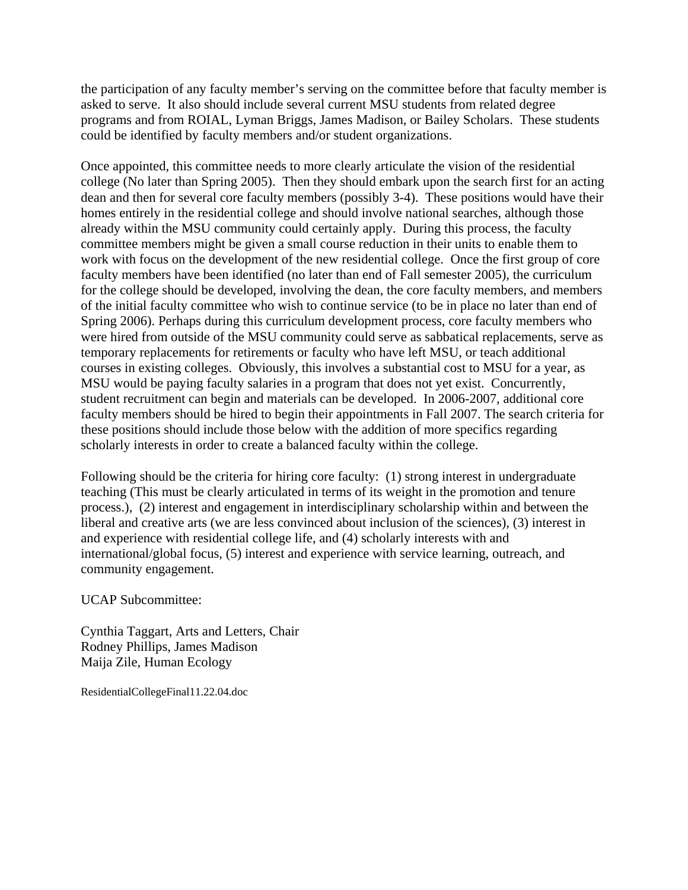the participation of any faculty member's serving on the committee before that faculty member is asked to serve. It also should include several current MSU students from related degree programs and from ROIAL, Lyman Briggs, James Madison, or Bailey Scholars. These students could be identified by faculty members and/or student organizations.

Once appointed, this committee needs to more clearly articulate the vision of the residential college (No later than Spring 2005). Then they should embark upon the search first for an acting dean and then for several core faculty members (possibly 3-4). These positions would have their homes entirely in the residential college and should involve national searches, although those already within the MSU community could certainly apply. During this process, the faculty committee members might be given a small course reduction in their units to enable them to work with focus on the development of the new residential college. Once the first group of core faculty members have been identified (no later than end of Fall semester 2005), the curriculum for the college should be developed, involving the dean, the core faculty members, and members of the initial faculty committee who wish to continue service (to be in place no later than end of Spring 2006). Perhaps during this curriculum development process, core faculty members who were hired from outside of the MSU community could serve as sabbatical replacements, serve as temporary replacements for retirements or faculty who have left MSU, or teach additional courses in existing colleges. Obviously, this involves a substantial cost to MSU for a year, as MSU would be paying faculty salaries in a program that does not yet exist. Concurrently, student recruitment can begin and materials can be developed. In 2006-2007, additional core faculty members should be hired to begin their appointments in Fall 2007. The search criteria for these positions should include those below with the addition of more specifics regarding scholarly interests in order to create a balanced faculty within the college.

Following should be the criteria for hiring core faculty: (1) strong interest in undergraduate teaching (This must be clearly articulated in terms of its weight in the promotion and tenure process.), (2) interest and engagement in interdisciplinary scholarship within and between the liberal and creative arts (we are less convinced about inclusion of the sciences), (3) interest in and experience with residential college life, and (4) scholarly interests with and international/global focus, (5) interest and experience with service learning, outreach, and community engagement.

UCAP Subcommittee:

Cynthia Taggart, Arts and Letters, Chair
Rodney Phillips, James Madison
Maija Zile, Human Ecology

ResidentialCollegeFinal11.22.04.doc